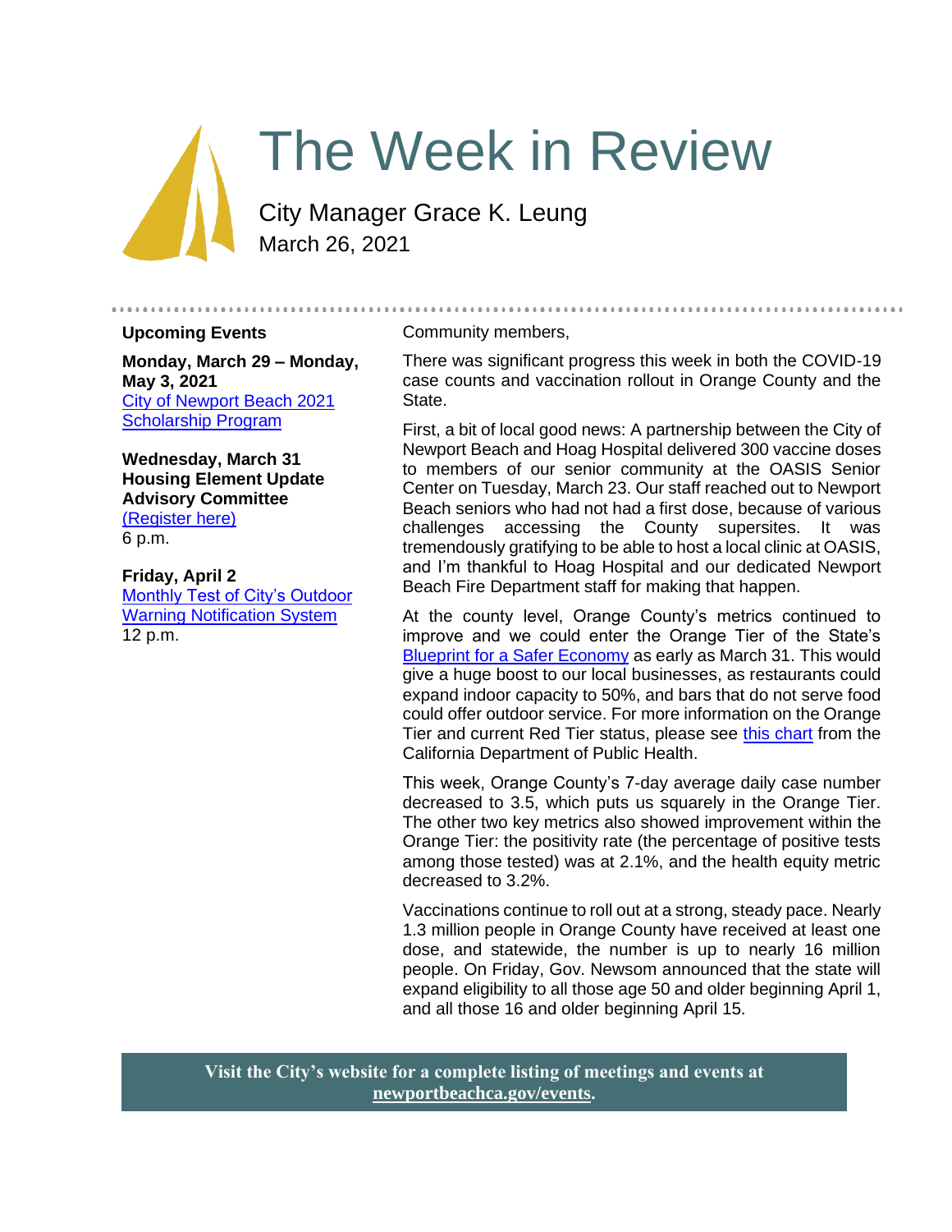# The Week in Review

City Manager Grace K. Leung
March 26, 2021

## Upcoming Events

**Monday, March 29 – Monday, May 3, 2021**
City of Newport Beach 2021 Scholarship Program

**Wednesday, March 31**
**Housing Element Update Advisory Committee**
(Register here)
6 p.m.

**Friday, April 2**
Monthly Test of City's Outdoor Warning Notification System
12 p.m.

Community members,

There was significant progress this week in both the COVID-19 case counts and vaccination rollout in Orange County and the State.

First, a bit of local good news: A partnership between the City of Newport Beach and Hoag Hospital delivered 300 vaccine doses to members of our senior community at the OASIS Senior Center on Tuesday, March 23. Our staff reached out to Newport Beach seniors who had not had a first dose, because of various challenges accessing the County supersites. It was tremendously gratifying to be able to host a local clinic at OASIS, and I'm thankful to Hoag Hospital and our dedicated Newport Beach Fire Department staff for making that happen.

At the county level, Orange County's metrics continued to improve and we could enter the Orange Tier of the State's Blueprint for a Safer Economy as early as March 31. This would give a huge boost to our local businesses, as restaurants could expand indoor capacity to 50%, and bars that do not serve food could offer outdoor service. For more information on the Orange Tier and current Red Tier status, please see this chart from the California Department of Public Health.

This week, Orange County's 7-day average daily case number decreased to 3.5, which puts us squarely in the Orange Tier. The other two key metrics also showed improvement within the Orange Tier: the positivity rate (the percentage of positive tests among those tested) was at 2.1%, and the health equity metric decreased to 3.2%.

Vaccinations continue to roll out at a strong, steady pace. Nearly 1.3 million people in Orange County have received at least one dose, and statewide, the number is up to nearly 16 million people. On Friday, Gov. Newsom announced that the state will expand eligibility to all those age 50 and older beginning April 1, and all those 16 and older beginning April 15.

**Visit the City's website for a complete listing of meetings and events at newportbeachca.gov/events.**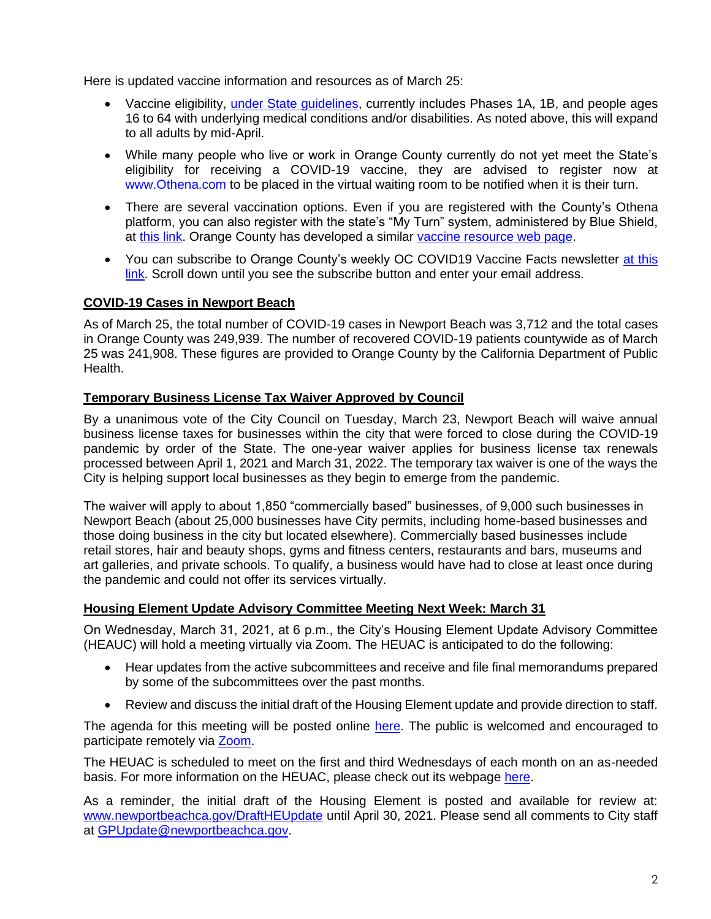Here is updated vaccine information and resources as of March 25:

- Vaccine eligibility, under State guidelines, currently includes Phases 1A, 1B, and people ages 16 to 64 with underlying medical conditions and/or disabilities. As noted above, this will expand to all adults by mid-April.
- While many people who live or work in Orange County currently do not yet meet the State's eligibility for receiving a COVID-19 vaccine, they are advised to register now at www.Othena.com to be placed in the virtual waiting room to be notified when it is their turn.
- There are several vaccination options. Even if you are registered with the County's Othena platform, you can also register with the state's "My Turn" system, administered by Blue Shield, at this link. Orange County has developed a similar vaccine resource web page.
- You can subscribe to Orange County's weekly OC COVID19 Vaccine Facts newsletter at this link. Scroll down until you see the subscribe button and enter your email address.

## COVID-19 Cases in Newport Beach

As of March 25, the total number of COVID-19 cases in Newport Beach was 3,712 and the total cases in Orange County was 249,939. The number of recovered COVID-19 patients countywide as of March 25 was 241,908. These figures are provided to Orange County by the California Department of Public Health.

## Temporary Business License Tax Waiver Approved by Council

By a unanimous vote of the City Council on Tuesday, March 23, Newport Beach will waive annual business license taxes for businesses within the city that were forced to close during the COVID-19 pandemic by order of the State. The one-year waiver applies for business license tax renewals processed between April 1, 2021 and March 31, 2022. The temporary tax waiver is one of the ways the City is helping support local businesses as they begin to emerge from the pandemic.

The waiver will apply to about 1,850 "commercially based" businesses, of 9,000 such businesses in Newport Beach (about 25,000 businesses have City permits, including home-based businesses and those doing business in the city but located elsewhere). Commercially based businesses include retail stores, hair and beauty shops, gyms and fitness centers, restaurants and bars, museums and art galleries, and private schools. To qualify, a business would have had to close at least once during the pandemic and could not offer its services virtually.

## Housing Element Update Advisory Committee Meeting Next Week: March 31

On Wednesday, March 31, 2021, at 6 p.m., the City's Housing Element Update Advisory Committee (HEAUC) will hold a meeting virtually via Zoom. The HEUAC is anticipated to do the following:

- Hear updates from the active subcommittees and receive and file final memorandums prepared by some of the subcommittees over the past months.
- Review and discuss the initial draft of the Housing Element update and provide direction to staff.

The agenda for this meeting will be posted online here. The public is welcomed and encouraged to participate remotely via Zoom.

The HEUAC is scheduled to meet on the first and third Wednesdays of each month on an as-needed basis. For more information on the HEUAC, please check out its webpage here.

As a reminder, the initial draft of the Housing Element is posted and available for review at: www.newportbeachca.gov/DraftHEUpdate until April 30, 2021. Please send all comments to City staff at GPUpdate@newportbeachca.gov.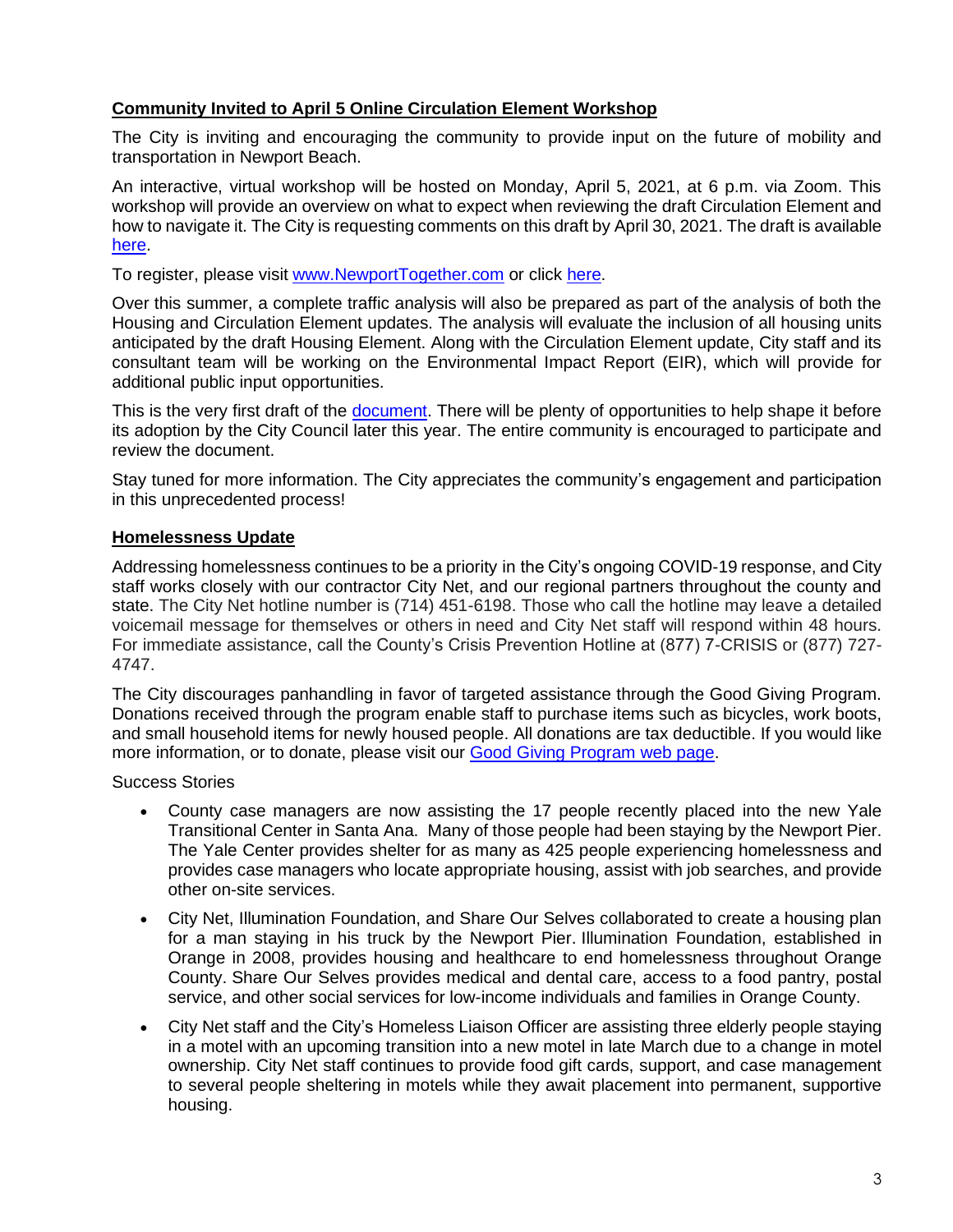## Community Invited to April 5 Online Circulation Element Workshop

The City is inviting and encouraging the community to provide input on the future of mobility and transportation in Newport Beach.

An interactive, virtual workshop will be hosted on Monday, April 5, 2021, at 6 p.m. via Zoom. This workshop will provide an overview on what to expect when reviewing the draft Circulation Element and how to navigate it. The City is requesting comments on this draft by April 30, 2021. The draft is available here.

To register, please visit www.NewportTogether.com or click here.

Over this summer, a complete traffic analysis will also be prepared as part of the analysis of both the Housing and Circulation Element updates. The analysis will evaluate the inclusion of all housing units anticipated by the draft Housing Element. Along with the Circulation Element update, City staff and its consultant team will be working on the Environmental Impact Report (EIR), which will provide for additional public input opportunities.

This is the very first draft of the document. There will be plenty of opportunities to help shape it before its adoption by the City Council later this year. The entire community is encouraged to participate and review the document.

Stay tuned for more information. The City appreciates the community's engagement and participation in this unprecedented process!

## Homelessness Update

Addressing homelessness continues to be a priority in the City's ongoing COVID-19 response, and City staff works closely with our contractor City Net, and our regional partners throughout the county and state. The City Net hotline number is (714) 451-6198. Those who call the hotline may leave a detailed voicemail message for themselves or others in need and City Net staff will respond within 48 hours. For immediate assistance, call the County's Crisis Prevention Hotline at (877) 7-CRISIS or (877) 727-4747.

The City discourages panhandling in favor of targeted assistance through the Good Giving Program. Donations received through the program enable staff to purchase items such as bicycles, work boots, and small household items for newly housed people. All donations are tax deductible. If you would like more information, or to donate, please visit our Good Giving Program web page.

Success Stories

- County case managers are now assisting the 17 people recently placed into the new Yale Transitional Center in Santa Ana. Many of those people had been staying by the Newport Pier. The Yale Center provides shelter for as many as 425 people experiencing homelessness and provides case managers who locate appropriate housing, assist with job searches, and provide other on-site services.
- City Net, Illumination Foundation, and Share Our Selves collaborated to create a housing plan for a man staying in his truck by the Newport Pier. Illumination Foundation, established in Orange in 2008, provides housing and healthcare to end homelessness throughout Orange County. Share Our Selves provides medical and dental care, access to a food pantry, postal service, and other social services for low-income individuals and families in Orange County.
- City Net staff and the City's Homeless Liaison Officer are assisting three elderly people staying in a motel with an upcoming transition into a new motel in late March due to a change in motel ownership. City Net staff continues to provide food gift cards, support, and case management to several people sheltering in motels while they await placement into permanent, supportive housing.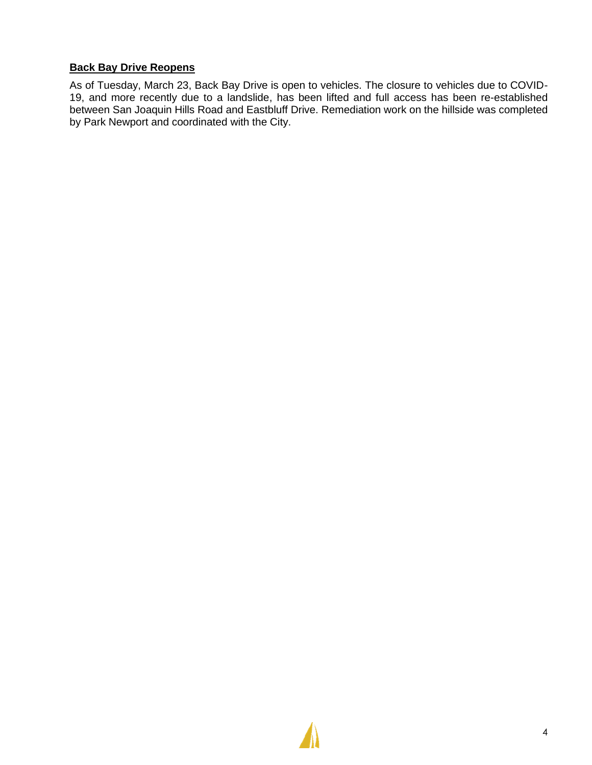**Back Bay Drive Reopens**

As of Tuesday, March 23, Back Bay Drive is open to vehicles. The closure to vehicles due to COVID-19, and more recently due to a landslide, has been lifted and full access has been re-established between San Joaquin Hills Road and Eastbluff Drive. Remediation work on the hillside was completed by Park Newport and coordinated with the City.